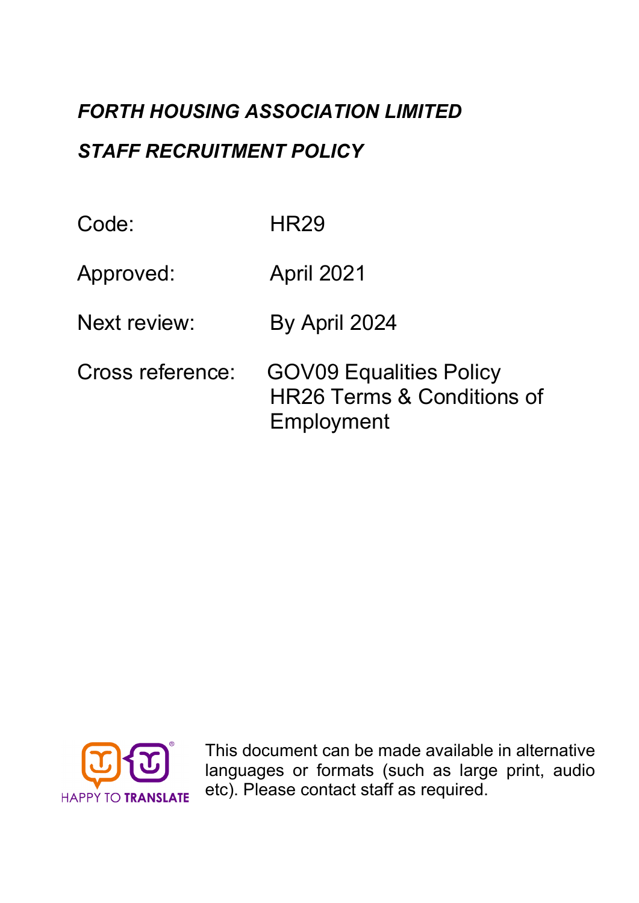# *FORTH HOUSING ASSOCIATION LIMITED*

## *STAFF RECRUITMENT POLICY*

| | |
|---|---|
| Code: | HR29 |
| Approved: | April 2021 |
| Next review: | By April 2024 |
| Cross reference: | GOV09 Equalities Policy<br>HR26 Terms & Conditions of Employment |

HAPPY TO TRANSLATE

This document can be made available in alternative languages or formats (such as large print, audio etc). Please contact staff as required.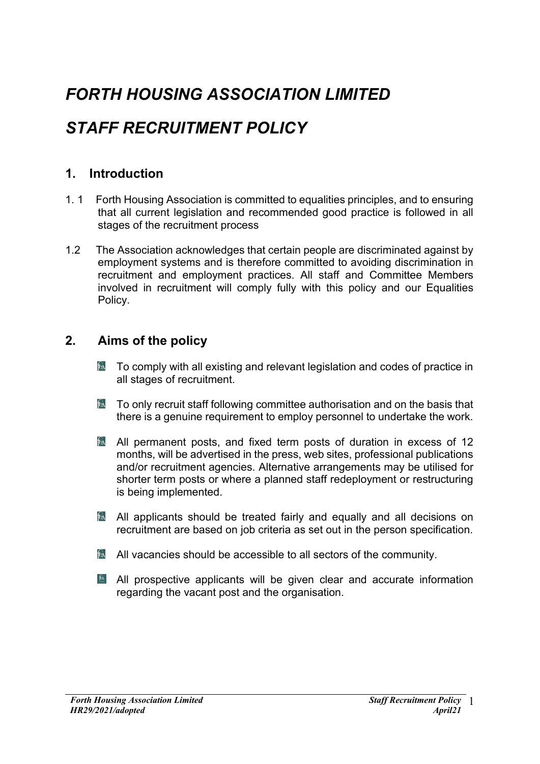# *FORTH HOUSING ASSOCIATION LIMITED*

# *STAFF RECRUITMENT POLICY*

## 1. Introduction

1.1 Forth Housing Association is committed to equalities principles, and to ensuring that all current legislation and recommended good practice is followed in all stages of the recruitment process

1.2 The Association acknowledges that certain people are discriminated against by employment systems and is therefore committed to avoiding discrimination in recruitment and employment practices. All staff and Committee Members involved in recruitment will comply fully with this policy and our Equalities Policy.

## 2. Aims of the policy

- To comply with all existing and relevant legislation and codes of practice in all stages of recruitment.
- To only recruit staff following committee authorisation and on the basis that there is a genuine requirement to employ personnel to undertake the work.
- All permanent posts, and fixed term posts of duration in excess of 12 months, will be advertised in the press, web sites, professional publications and/or recruitment agencies. Alternative arrangements may be utilised for shorter term posts or where a planned staff redeployment or restructuring is being implemented.
- All applicants should be treated fairly and equally and all decisions on recruitment are based on job criteria as set out in the person specification.
- All vacancies should be accessible to all sectors of the community.
- All prospective applicants will be given clear and accurate information regarding the vacant post and the organisation.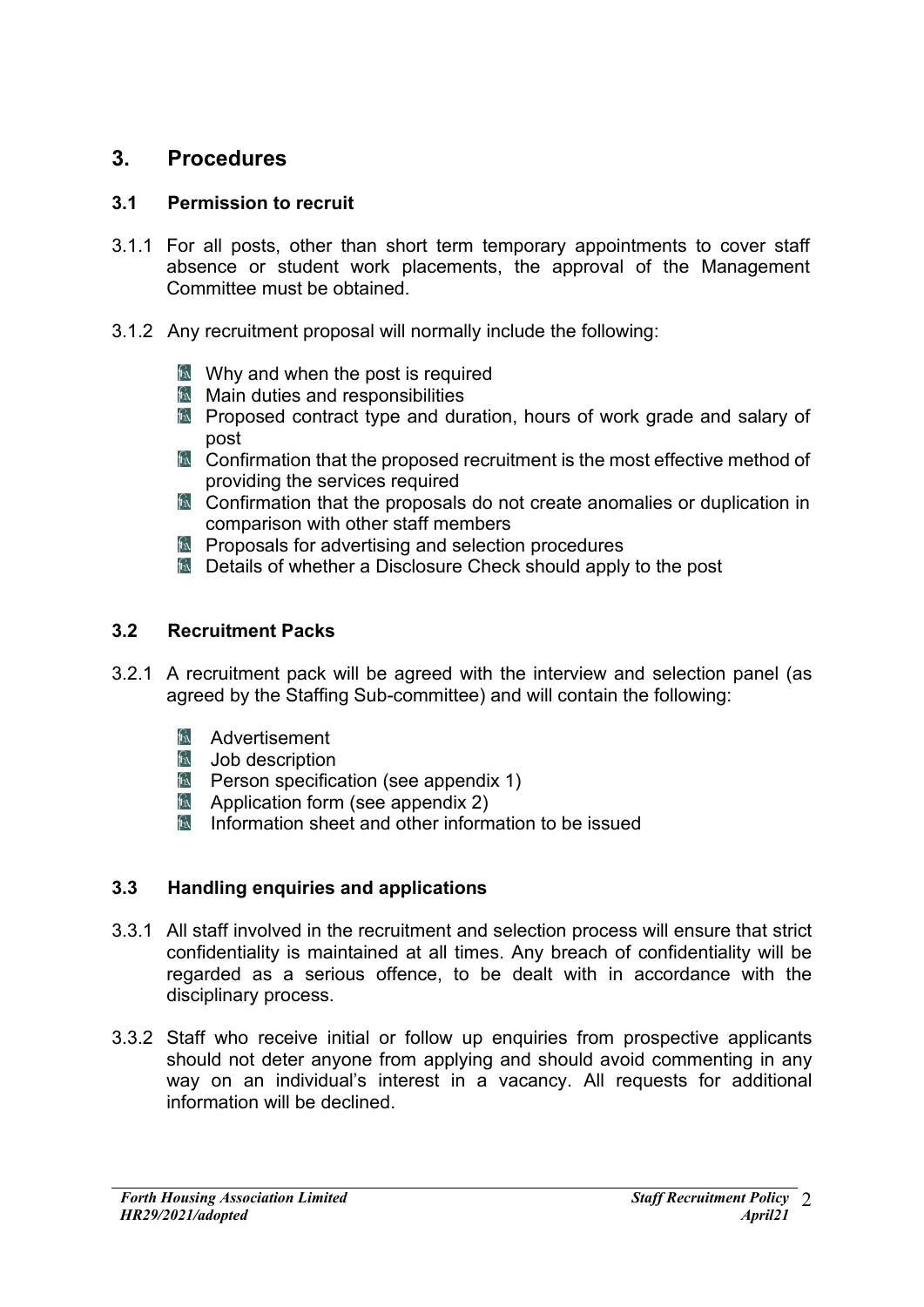# 3. Procedures

## 3.1 Permission to recruit

3.1.1 For all posts, other than short term temporary appointments to cover staff absence or student work placements, the approval of the Management Committee must be obtained.

3.1.2 Any recruitment proposal will normally include the following:

- Why and when the post is required
- Main duties and responsibilities
- Proposed contract type and duration, hours of work grade and salary of post
- Confirmation that the proposed recruitment is the most effective method of providing the services required
- Confirmation that the proposals do not create anomalies or duplication in comparison with other staff members
- Proposals for advertising and selection procedures
- Details of whether a Disclosure Check should apply to the post

## 3.2 Recruitment Packs

3.2.1 A recruitment pack will be agreed with the interview and selection panel (as agreed by the Staffing Sub-committee) and will contain the following:

- Advertisement
- Job description
- Person specification (see appendix 1)
- Application form (see appendix 2)
- Information sheet and other information to be issued

## 3.3 Handling enquiries and applications

3.3.1 All staff involved in the recruitment and selection process will ensure that strict confidentiality is maintained at all times. Any breach of confidentiality will be regarded as a serious offence, to be dealt with in accordance with the disciplinary process.

3.3.2 Staff who receive initial or follow up enquiries from prospective applicants should not deter anyone from applying and should avoid commenting in any way on an individual's interest in a vacancy. All requests for additional information will be declined.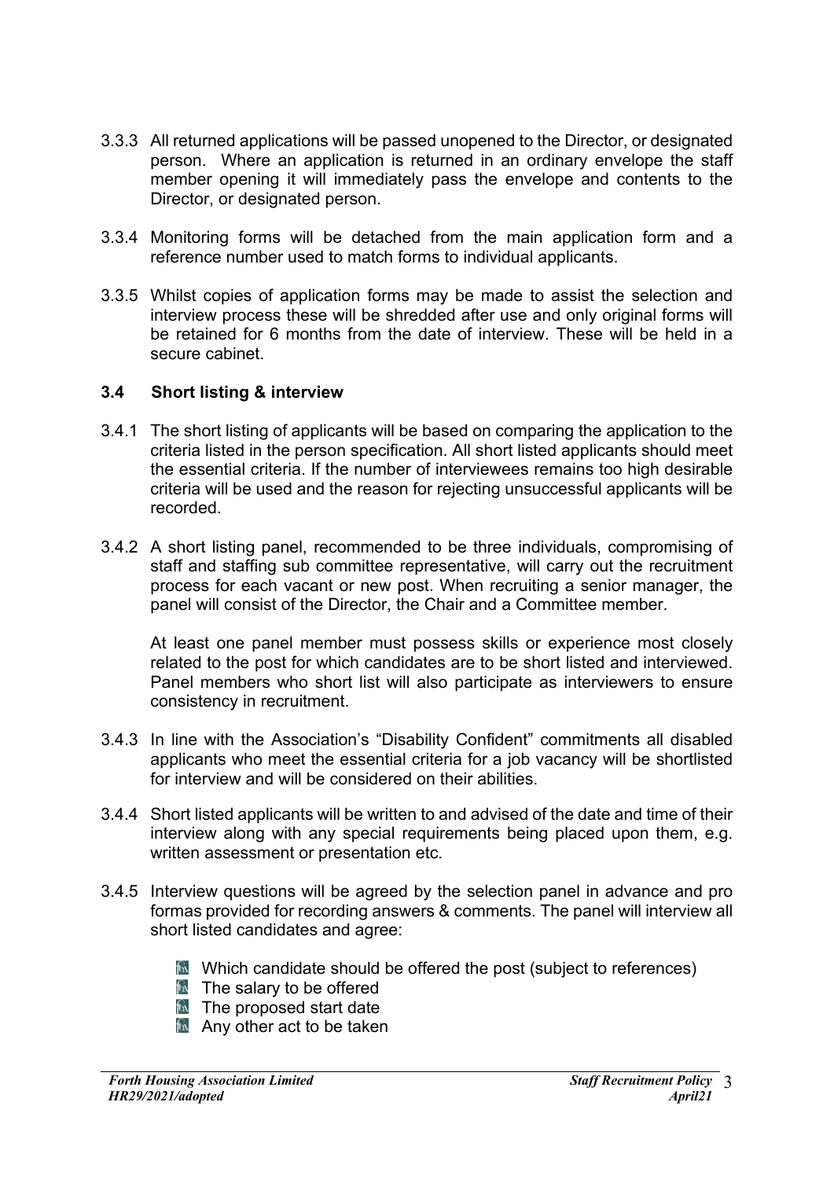3.3.3 All returned applications will be passed unopened to the Director, or designated person. Where an application is returned in an ordinary envelope the staff member opening it will immediately pass the envelope and contents to the Director, or designated person.

3.3.4 Monitoring forms will be detached from the main application form and a reference number used to match forms to individual applicants.

3.3.5 Whilst copies of application forms may be made to assist the selection and interview process these will be shredded after use and only original forms will be retained for 6 months from the date of interview. These will be held in a secure cabinet.

### 3.4 Short listing & interview

3.4.1 The short listing of applicants will be based on comparing the application to the criteria listed in the person specification. All short listed applicants should meet the essential criteria. If the number of interviewees remains too high desirable criteria will be used and the reason for rejecting unsuccessful applicants will be recorded.

3.4.2 A short listing panel, recommended to be three individuals, compromising of staff and staffing sub committee representative, will carry out the recruitment process for each vacant or new post. When recruiting a senior manager, the panel will consist of the Director, the Chair and a Committee member.

At least one panel member must possess skills or experience most closely related to the post for which candidates are to be short listed and interviewed. Panel members who short list will also participate as interviewers to ensure consistency in recruitment.

3.4.3 In line with the Association's "Disability Confident" commitments all disabled applicants who meet the essential criteria for a job vacancy will be shortlisted for interview and will be considered on their abilities.

3.4.4 Short listed applicants will be written to and advised of the date and time of their interview along with any special requirements being placed upon them, e.g. written assessment or presentation etc.

3.4.5 Interview questions will be agreed by the selection panel in advance and pro formas provided for recording answers & comments. The panel will interview all short listed candidates and agree:

- Which candidate should be offered the post (subject to references)
- The salary to be offered
- The proposed start date
- Any other act to be taken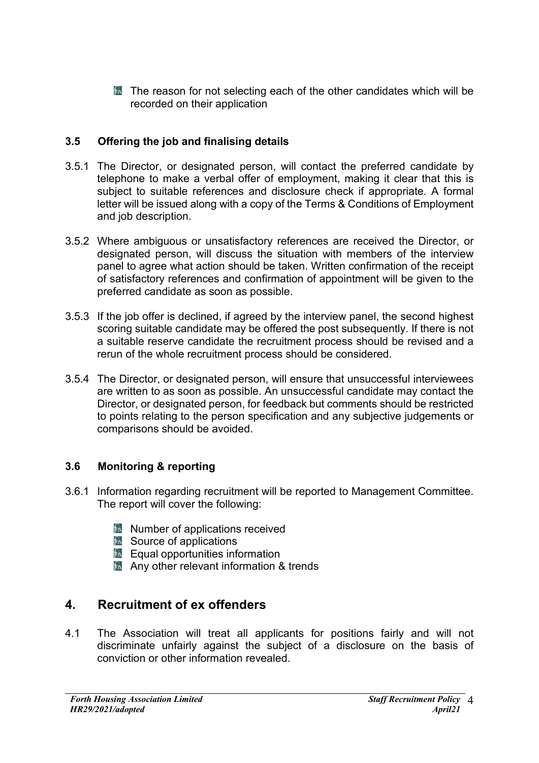- The reason for not selecting each of the other candidates which will be recorded on their application

### 3.5 Offering the job and finalising details

3.5.1 The Director, or designated person, will contact the preferred candidate by telephone to make a verbal offer of employment, making it clear that this is subject to suitable references and disclosure check if appropriate. A formal letter will be issued along with a copy of the Terms & Conditions of Employment and job description.

3.5.2 Where ambiguous or unsatisfactory references are received the Director, or designated person, will discuss the situation with members of the interview panel to agree what action should be taken. Written confirmation of the receipt of satisfactory references and confirmation of appointment will be given to the preferred candidate as soon as possible.

3.5.3 If the job offer is declined, if agreed by the interview panel, the second highest scoring suitable candidate may be offered the post subsequently. If there is not a suitable reserve candidate the recruitment process should be revised and a rerun of the whole recruitment process should be considered.

3.5.4 The Director, or designated person, will ensure that unsuccessful interviewees are written to as soon as possible. An unsuccessful candidate may contact the Director, or designated person, for feedback but comments should be restricted to points relating to the person specification and any subjective judgements or comparisons should be avoided.

### 3.6 Monitoring & reporting

3.6.1 Information regarding recruitment will be reported to Management Committee. The report will cover the following:

- Number of applications received
- Source of applications
- Equal opportunities information
- Any other relevant information & trends

## 4. Recruitment of ex offenders

4.1 The Association will treat all applicants for positions fairly and will not discriminate unfairly against the subject of a disclosure on the basis of conviction or other information revealed.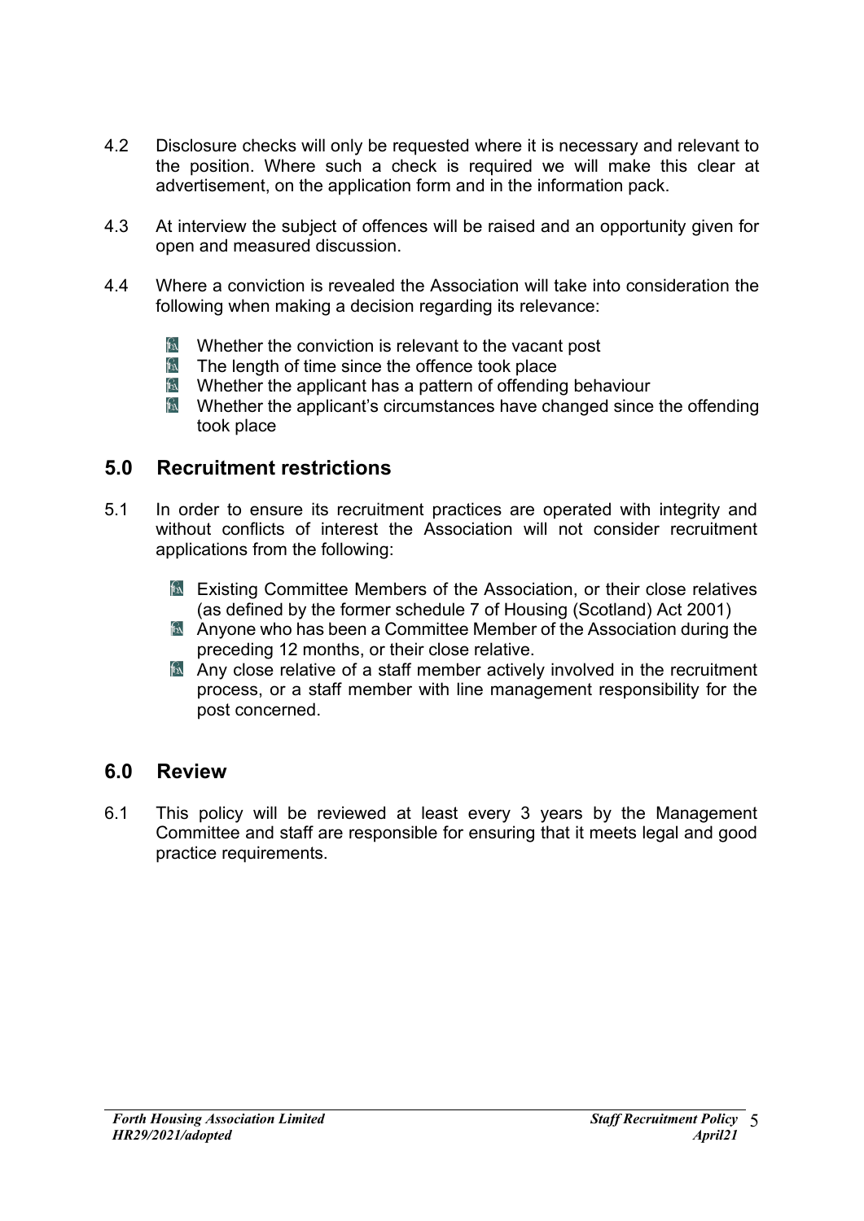4.2 Disclosure checks will only be requested where it is necessary and relevant to the position. Where such a check is required we will make this clear at advertisement, on the application form and in the information pack.

4.3 At interview the subject of offences will be raised and an opportunity given for open and measured discussion.

4.4 Where a conviction is revealed the Association will take into consideration the following when making a decision regarding its relevance:

- Whether the conviction is relevant to the vacant post
- The length of time since the offence took place
- Whether the applicant has a pattern of offending behaviour
- Whether the applicant's circumstances have changed since the offending took place

## 5.0 Recruitment restrictions

5.1 In order to ensure its recruitment practices are operated with integrity and without conflicts of interest the Association will not consider recruitment applications from the following:

- Existing Committee Members of the Association, or their close relatives (as defined by the former schedule 7 of Housing (Scotland) Act 2001)
- Anyone who has been a Committee Member of the Association during the preceding 12 months, or their close relative.
- Any close relative of a staff member actively involved in the recruitment process, or a staff member with line management responsibility for the post concerned.

## 6.0 Review

6.1 This policy will be reviewed at least every 3 years by the Management Committee and staff are responsible for ensuring that it meets legal and good practice requirements.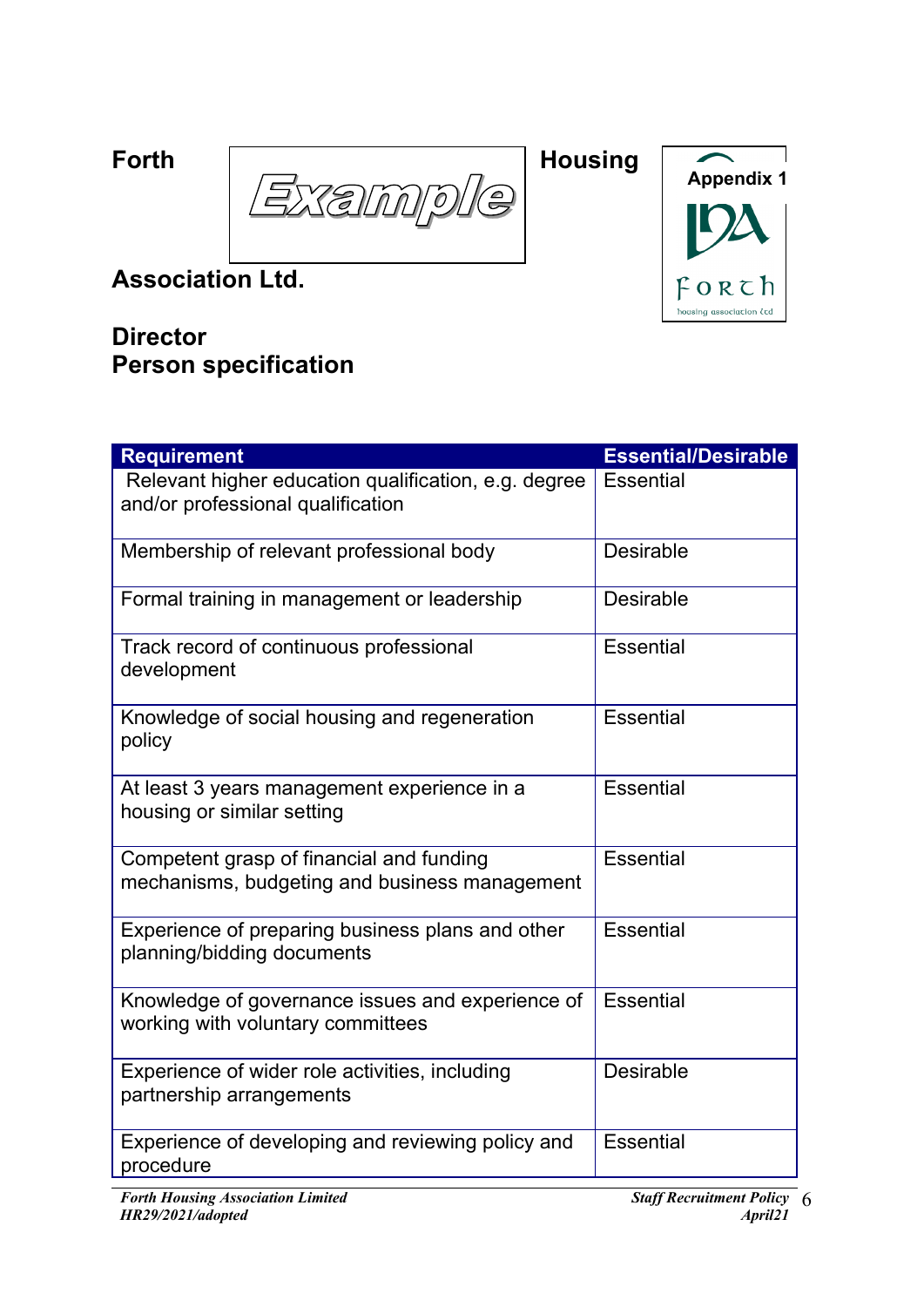Forth **Example** Housing Association Ltd.

Appendix 1

## Director
## Person specification

| Requirement | Essential/Desirable |
|---|---|
| Relevant higher education qualification, e.g. degree and/or professional qualification | Essential |
| Membership of relevant professional body | Desirable |
| Formal training in management or leadership | Desirable |
| Track record of continuous professional development | Essential |
| Knowledge of social housing and regeneration policy | Essential |
| At least 3 years management experience in a housing or similar setting | Essential |
| Competent grasp of financial and funding mechanisms, budgeting and business management | Essential |
| Experience of preparing business plans and other planning/bidding documents | Essential |
| Knowledge of governance issues and experience of working with voluntary committees | Essential |
| Experience of wider role activities, including partnership arrangements | Desirable |
| Experience of developing and reviewing policy and procedure | Essential |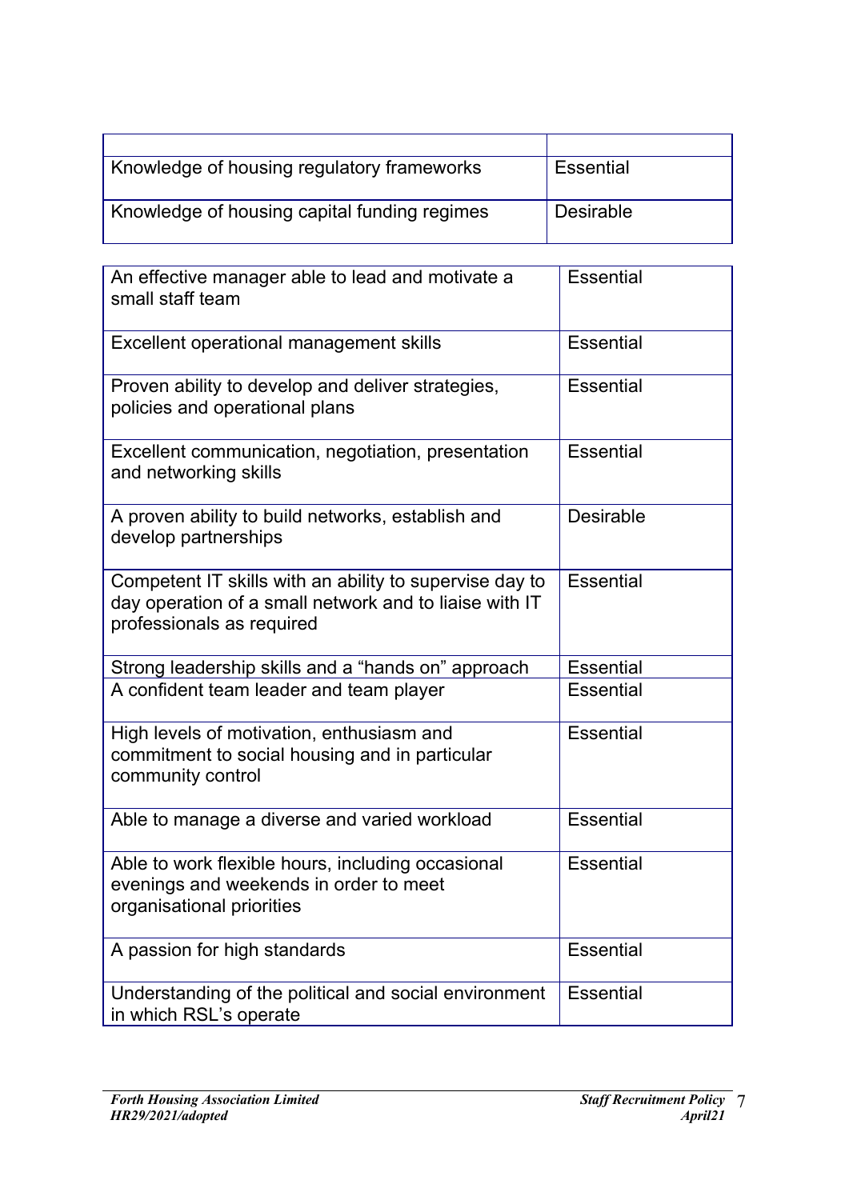| | |
|---|---|
| Knowledge of housing regulatory frameworks | Essential |
| Knowledge of housing capital funding regimes | Desirable |

| | |
|---|---|
| An effective manager able to lead and motivate a small staff team | Essential |
| Excellent operational management skills | Essential |
| Proven ability to develop and deliver strategies, policies and operational plans | Essential |
| Excellent communication, negotiation, presentation and networking skills | Essential |
| A proven ability to build networks, establish and develop partnerships | Desirable |
| Competent IT skills with an ability to supervise day to day operation of a small network and to liaise with IT professionals as required | Essential |
| Strong leadership skills and a "hands on" approach | Essential |
| A confident team leader and team player | Essential |
| High levels of motivation, enthusiasm and commitment to social housing and in particular community control | Essential |
| Able to manage a diverse and varied workload | Essential |
| Able to work flexible hours, including occasional evenings and weekends in order to meet organisational priorities | Essential |
| A passion for high standards | Essential |
| Understanding of the political and social environment in which RSL's operate | Essential |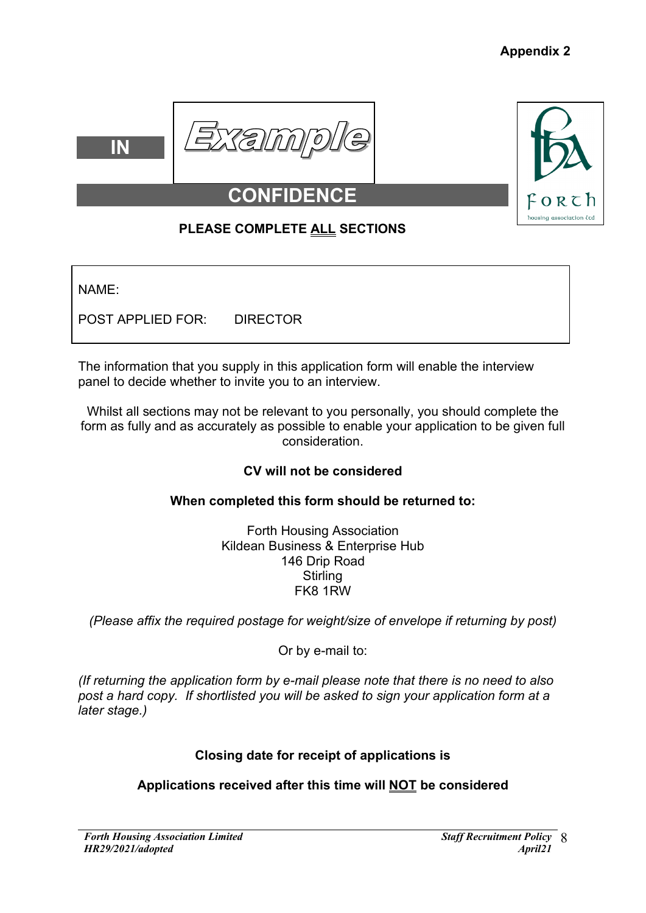**Appendix 2**

**IN** *Example*

# CONFIDENCE

**PLEASE COMPLETE ALL SECTIONS**

|  |
|---|
| NAME: |
| POST APPLIED FOR:     DIRECTOR |

The information that you supply in this application form will enable the interview panel to decide whether to invite you to an interview.

Whilst all sections may not be relevant to you personally, you should complete the form as fully and as accurately as possible to enable your application to be given full consideration.

**CV will not be considered**

**When completed this form should be returned to:**

Forth Housing Association
Kildean Business & Enterprise Hub
146 Drip Road
Stirling
FK8 1RW

*(Please affix the required postage for weight/size of envelope if returning by post)*

Or by e-mail to:

*(If returning the application form by e-mail please note that there is no need to also post a hard copy. If shortlisted you will be asked to sign your application form at a later stage.)*

**Closing date for receipt of applications is**

**Applications received after this time will NOT be considered**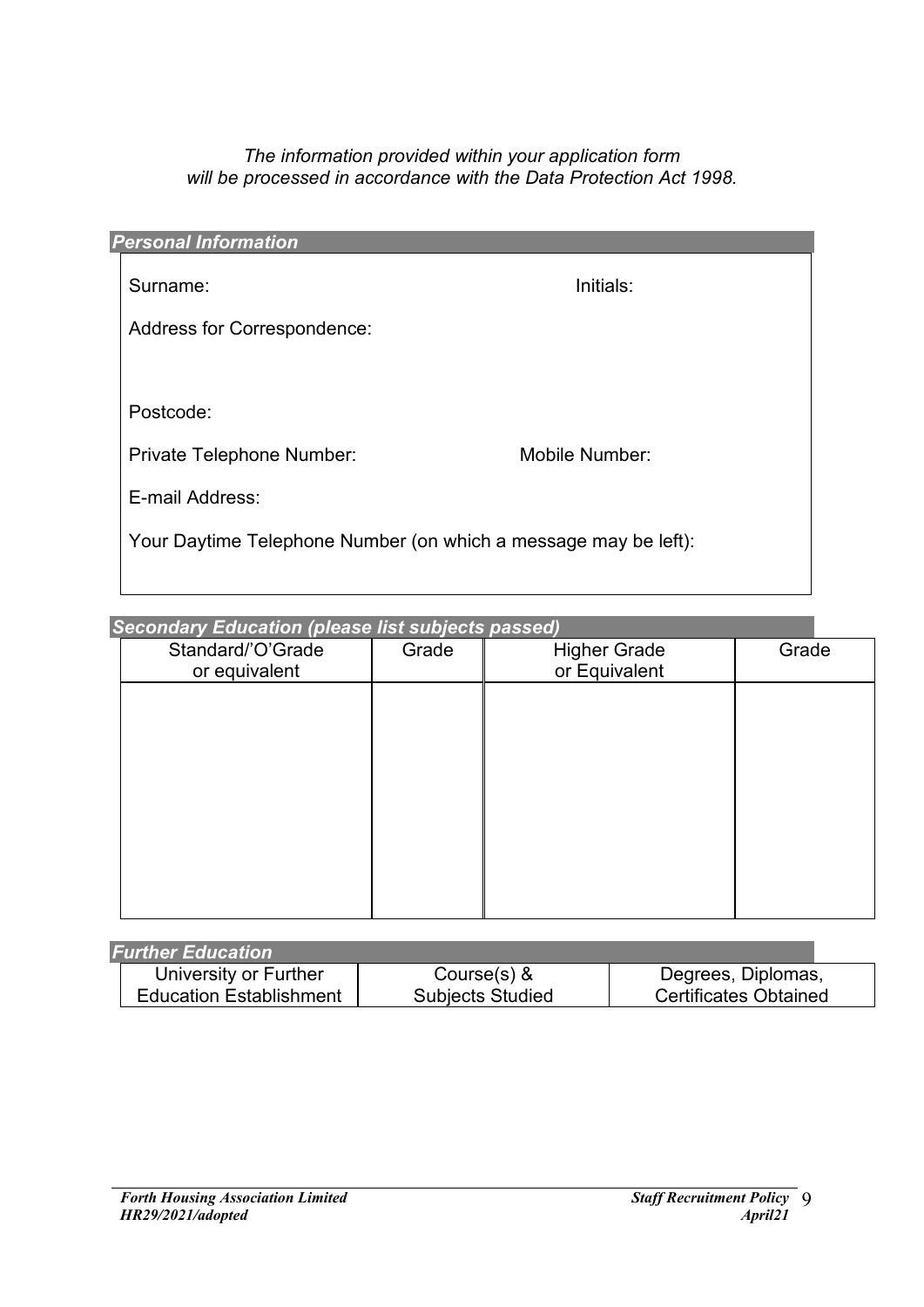*The information provided within your application form will be processed in accordance with the Data Protection Act 1998.*

### *Personal Information*

Surname: Initials:

Address for Correspondence:

Postcode:

Private Telephone Number: Mobile Number:

E-mail Address:

Your Daytime Telephone Number (on which a message may be left):

### *Secondary Education (please list subjects passed)*

| Standard/'O'Grade or equivalent | Grade | Higher Grade or Equivalent | Grade |
|---|---|---|---|
| | | | |

### *Further Education*

| University or Further Education Establishment | Course(s) & Subjects Studied | Degrees, Diplomas, Certificates Obtained |
|---|---|---|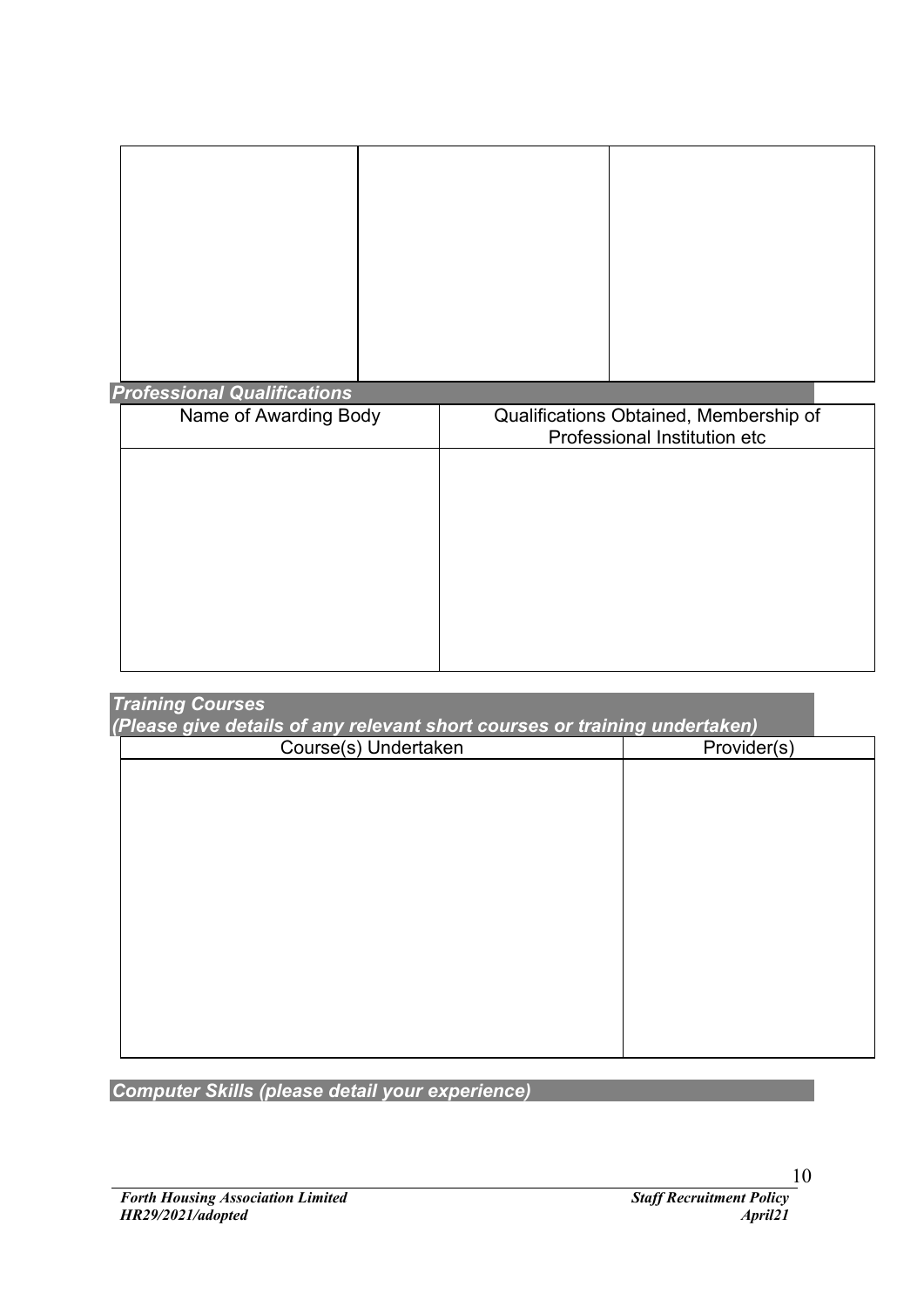| | | |
|---|---|---|
| | | |

***Professional Qualifications***

| Name of Awarding Body | Qualifications Obtained, Membership of Professional Institution etc |
|---|---|
| | |

***Training Courses***
***(Please give details of any relevant short courses or training undertaken)***

| Course(s) Undertaken | Provider(s) |
|---|---|
| | |

***Computer Skills (please detail your experience)***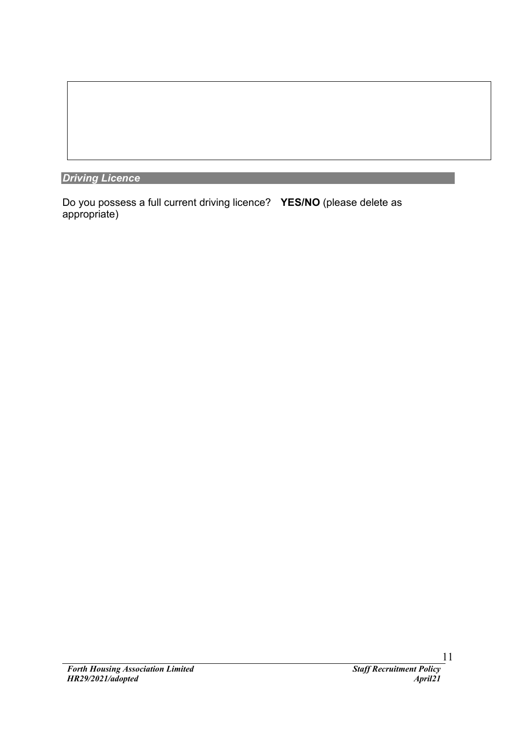|  |
|---|
|  |

### *Driving Licence*

Do you possess a full current driving licence? **YES/NO** (please delete as appropriate)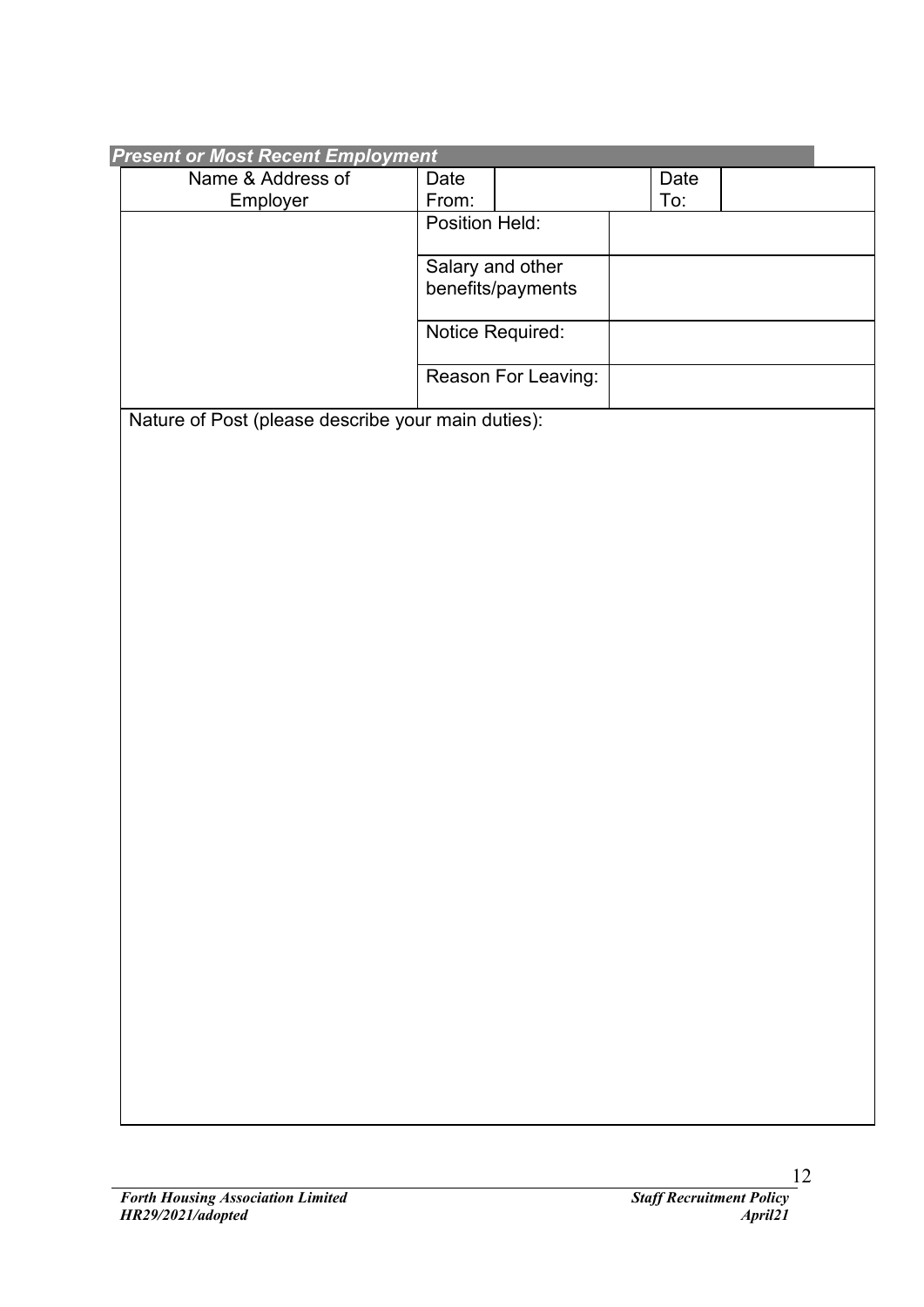***Present or Most Recent Employment***

| Name & Address of Employer | Date From: | | Date To: | |
|---|---|---|---|---|
| | Position Held: | | | |
| | Salary and other benefits/payments | | | |
| | Notice Required: | | | |
| | Reason For Leaving: | | | |

Nature of Post (please describe your main duties):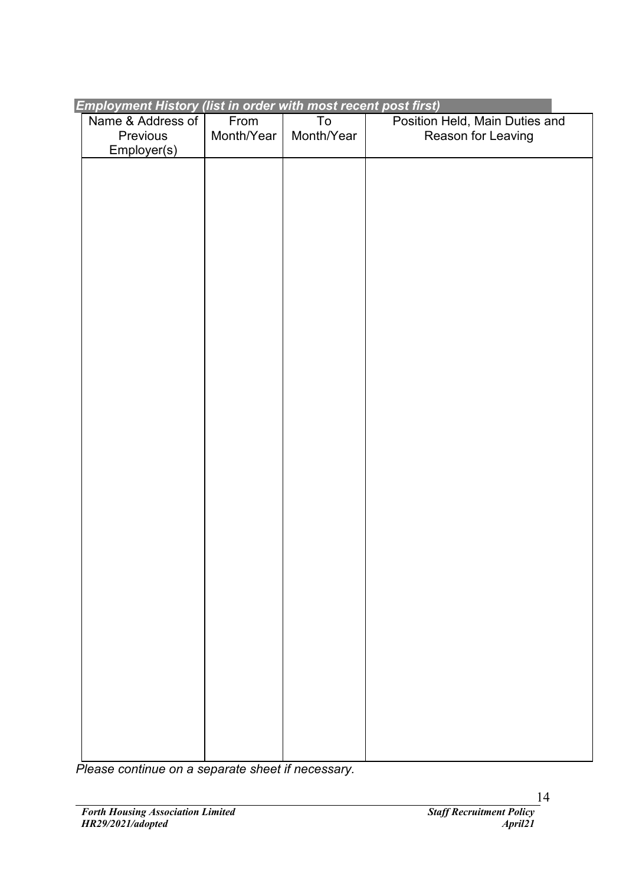***Employment History (list in order with most recent post first)***

| Name & Address of Previous Employer(s) | From Month/Year | To Month/Year | Position Held, Main Duties and Reason for Leaving |
| --- | --- | --- | --- |
| | | | |

*Please continue on a separate sheet if necessary.*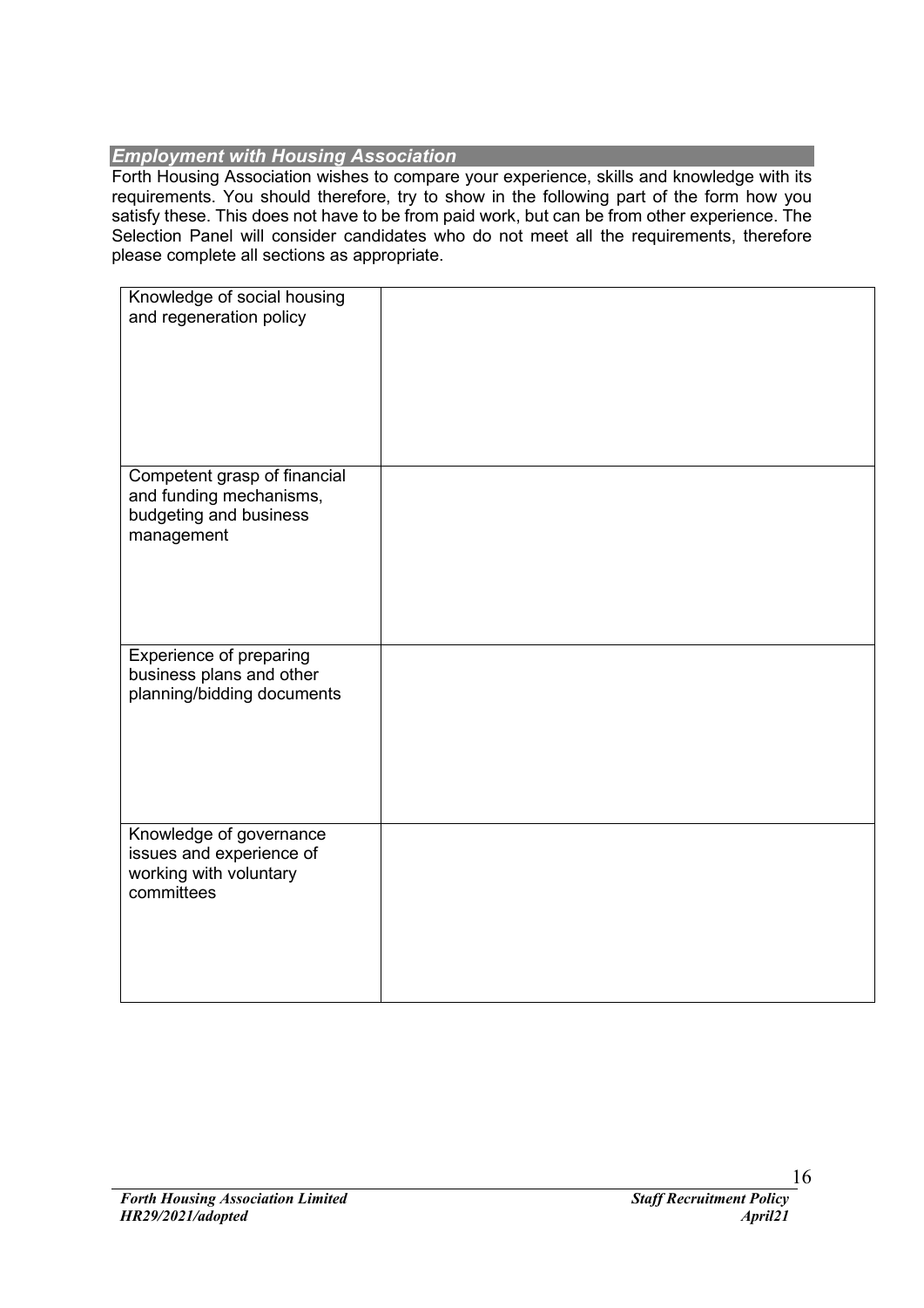## *Employment with Housing Association*

Forth Housing Association wishes to compare your experience, skills and knowledge with its requirements. You should therefore, try to show in the following part of the form how you satisfy these. This does not have to be from paid work, but can be from other experience. The Selection Panel will consider candidates who do not meet all the requirements, therefore please complete all sections as appropriate.

| | |
|---|---|
| Knowledge of social housing and regeneration policy | |
| Competent grasp of financial and funding mechanisms, budgeting and business management | |
| Experience of preparing business plans and other planning/bidding documents | |
| Knowledge of governance issues and experience of working with voluntary committees | |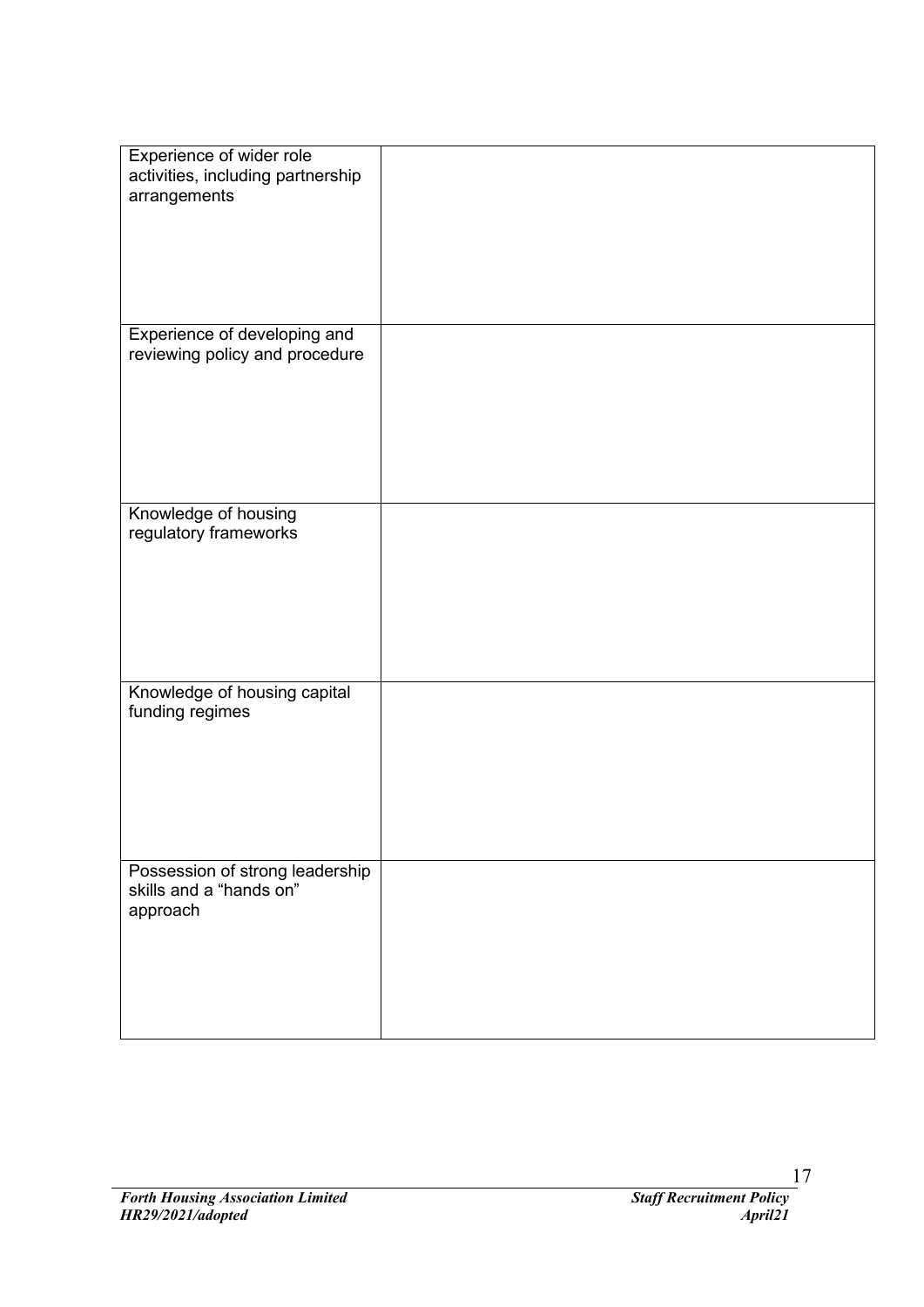| | |
|---|---|
| Experience of wider role activities, including partnership arrangements | |
| Experience of developing and reviewing policy and procedure | |
| Knowledge of housing regulatory frameworks | |
| Knowledge of housing capital funding regimes | |
| Possession of strong leadership skills and a "hands on" approach | |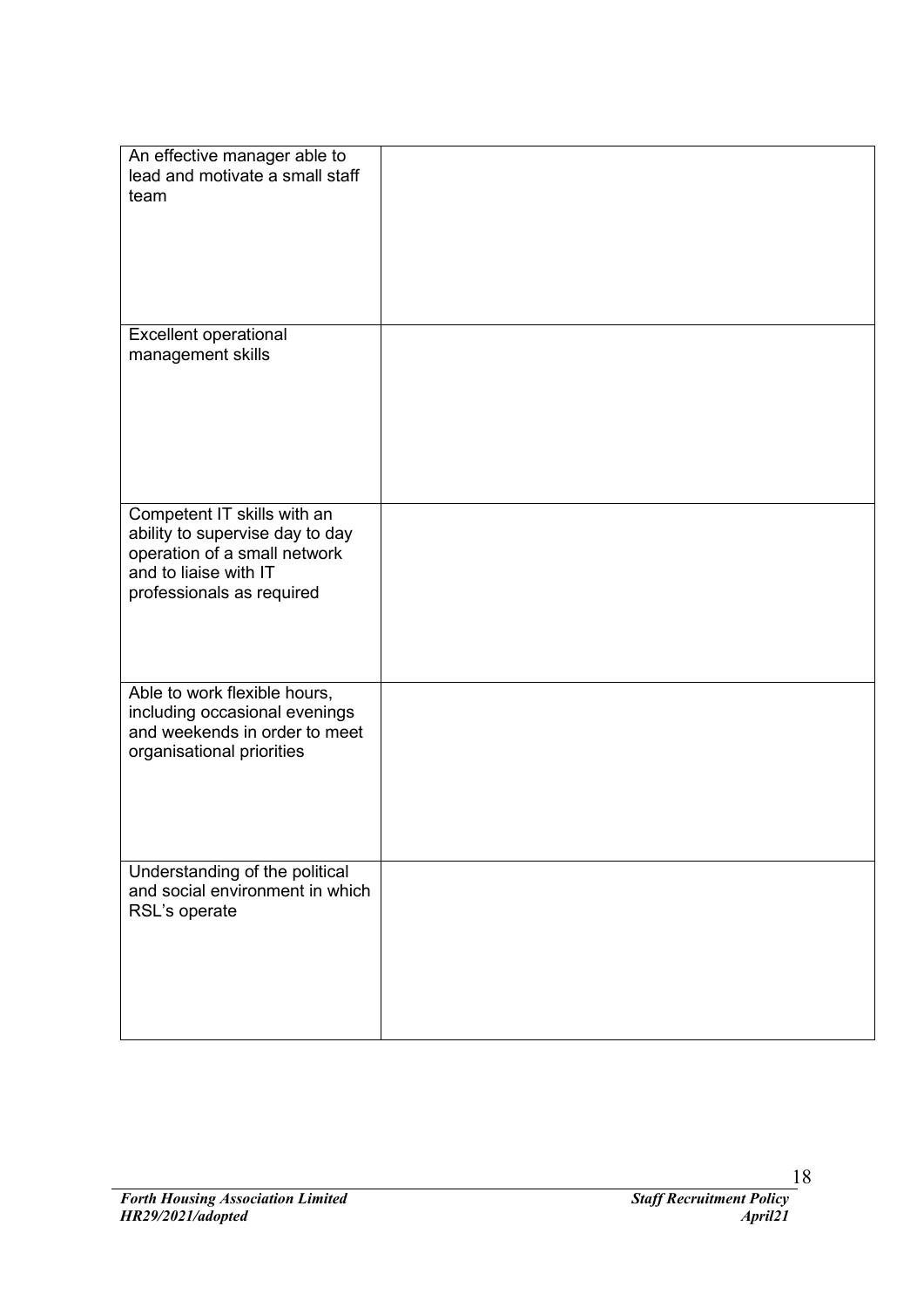| | |
|---|---|
| An effective manager able to lead and motivate a small staff team | |
| Excellent operational management skills | |
| Competent IT skills with an ability to supervise day to day operation of a small network and to liaise with IT professionals as required | |
| Able to work flexible hours, including occasional evenings and weekends in order to meet organisational priorities | |
| Understanding of the political and social environment in which RSL's operate | |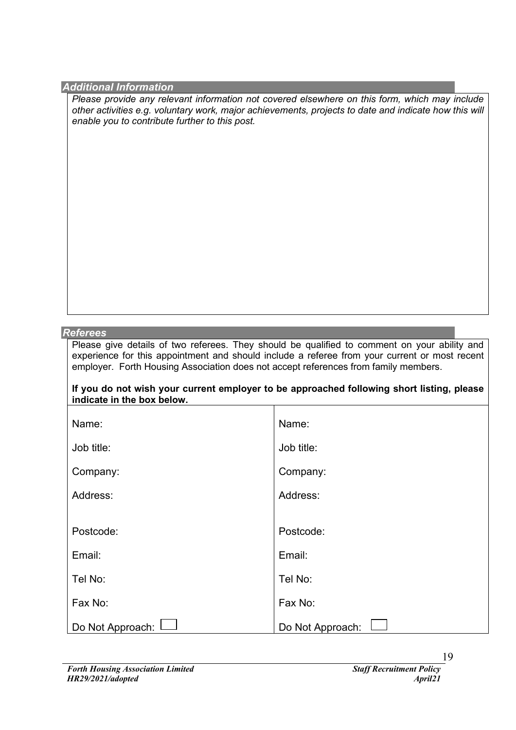### *Additional Information*

*Please provide any relevant information not covered elsewhere on this form, which may include other activities e.g. voluntary work, major achievements, projects to date and indicate how this will enable you to contribute further to this post.*

### *Referees*

Please give details of two referees. They should be qualified to comment on your ability and experience for this appointment and should include a referee from your current or most recent employer. Forth Housing Association does not accept references from family members.

**If you do not wish your current employer to be approached following short listing, please indicate in the box below.**

| | |
|---|---|
| Name: | Name: |
| Job title: | Job title: |
| Company: | Company: |
| Address: | Address: |
| Postcode: | Postcode: |
| Email: | Email: |
| Tel No: | Tel No: |
| Fax No: | Fax No: |
| Do Not Approach: ☐ | Do Not Approach: ☐ |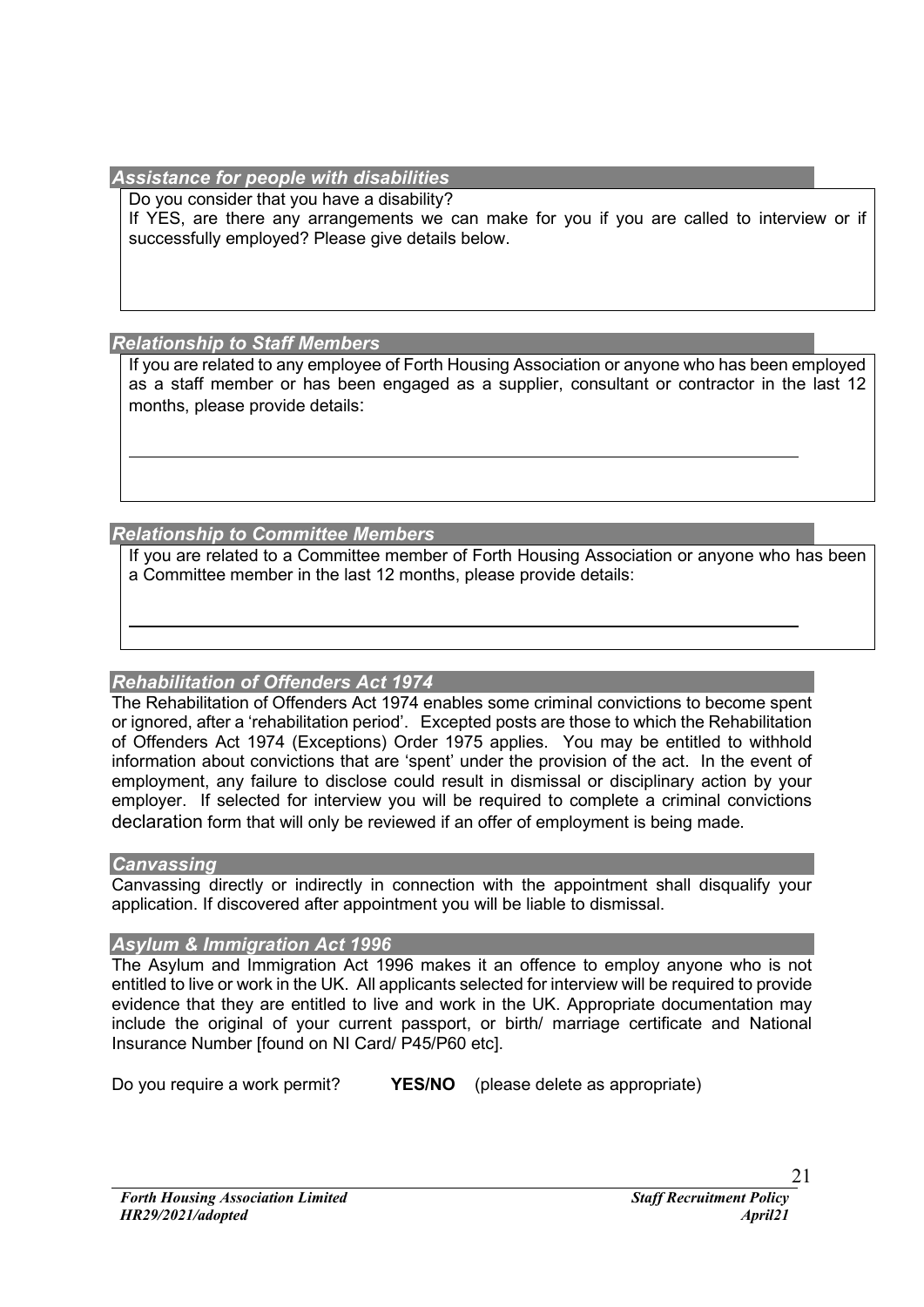### *Assistance for people with disabilities*

Do you consider that you have a disability?

If YES, are there any arrangements we can make for you if you are called to interview or if successfully employed? Please give details below.

### *Relationship to Staff Members*

If you are related to any employee of Forth Housing Association or anyone who has been employed as a staff member or has been engaged as a supplier, consultant or contractor in the last 12 months, please provide details:

___________________________________________________________________________

### *Relationship to Committee Members*

If you are related to a Committee member of Forth Housing Association or anyone who has been a Committee member in the last 12 months, please provide details:

___________________________________________________________________________

### *Rehabilitation of Offenders Act 1974*

The Rehabilitation of Offenders Act 1974 enables some criminal convictions to become spent or ignored, after a 'rehabilitation period'. Excepted posts are those to which the Rehabilitation of Offenders Act 1974 (Exceptions) Order 1975 applies. You may be entitled to withhold information about convictions that are 'spent' under the provision of the act. In the event of employment, any failure to disclose could result in dismissal or disciplinary action by your employer. If selected for interview you will be required to complete a criminal convictions declaration form that will only be reviewed if an offer of employment is being made.

### *Canvassing*

Canvassing directly or indirectly in connection with the appointment shall disqualify your application. If discovered after appointment you will be liable to dismissal.

### *Asylum & Immigration Act 1996*

The Asylum and Immigration Act 1996 makes it an offence to employ anyone who is not entitled to live or work in the UK. All applicants selected for interview will be required to provide evidence that they are entitled to live and work in the UK. Appropriate documentation may include the original of your current passport, or birth/ marriage certificate and National Insurance Number [found on NI Card/ P45/P60 etc].

Do you require a work permit? **YES/NO** (please delete as appropriate)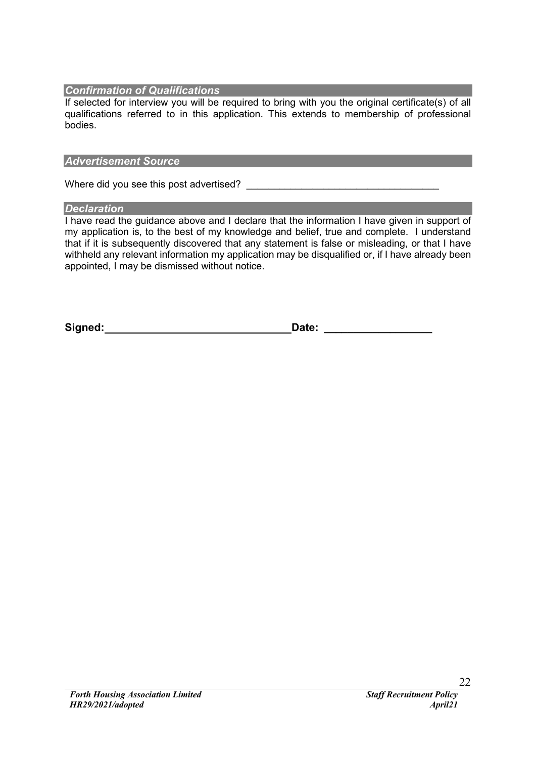### *Confirmation of Qualifications*

If selected for interview you will be required to bring with you the original certificate(s) of all qualifications referred to in this application. This extends to membership of professional bodies.

### *Advertisement Source*

Where did you see this post advertised? ___________________________________

### *Declaration*

I have read the guidance above and I declare that the information I have given in support of my application is, to the best of my knowledge and belief, true and complete. I understand that if it is subsequently discovered that any statement is false or misleading, or that I have withheld any relevant information my application may be disqualified or, if I have already been appointed, I may be dismissed without notice.

**Signed:** ______________________________ **Date:** __________________